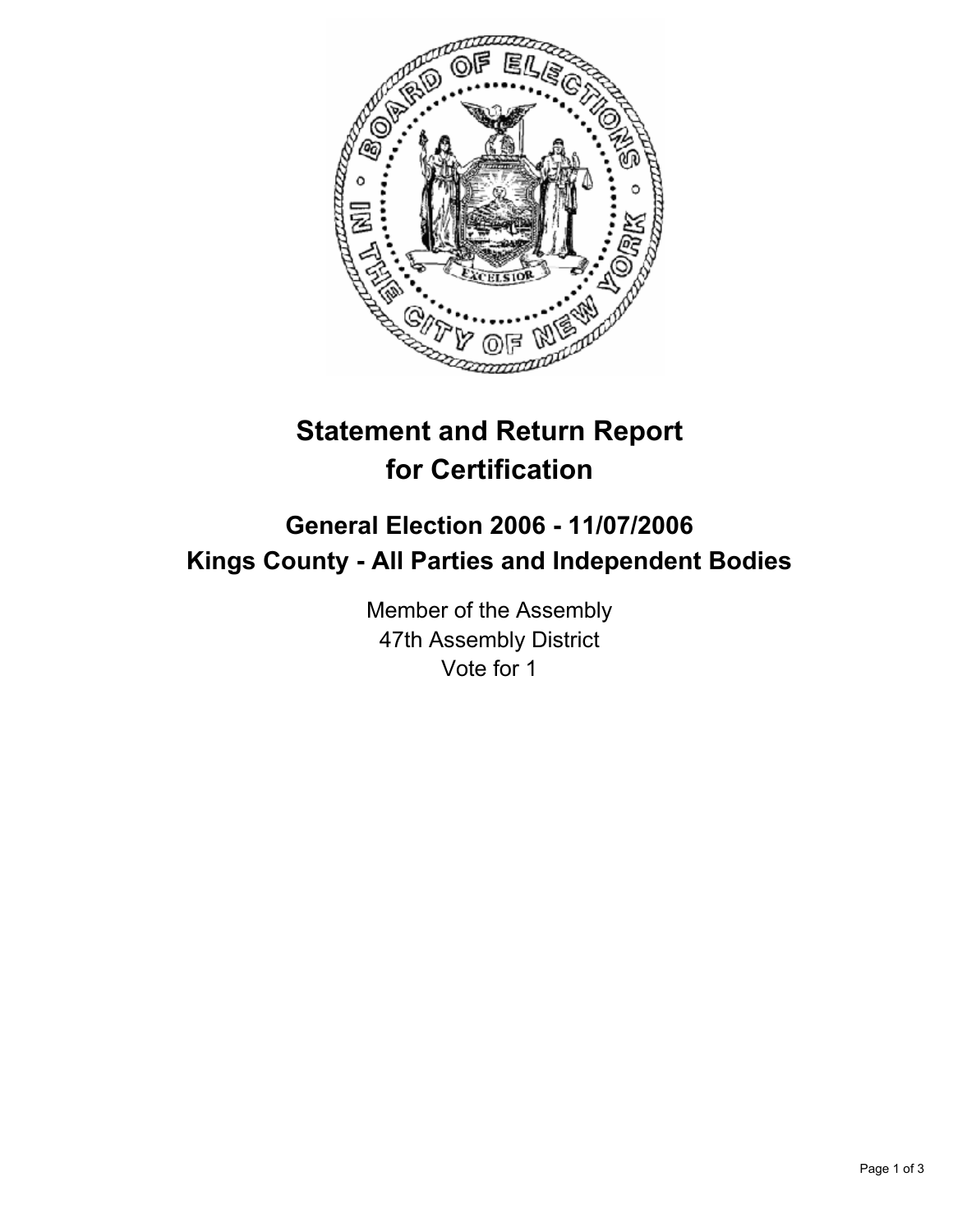# Statement and Return Report for Certification

## General Election 2006 - 11/07/2006
## Kings County - All Parties and Independent Bodies

Member of the Assembly
47th Assembly District
Vote for 1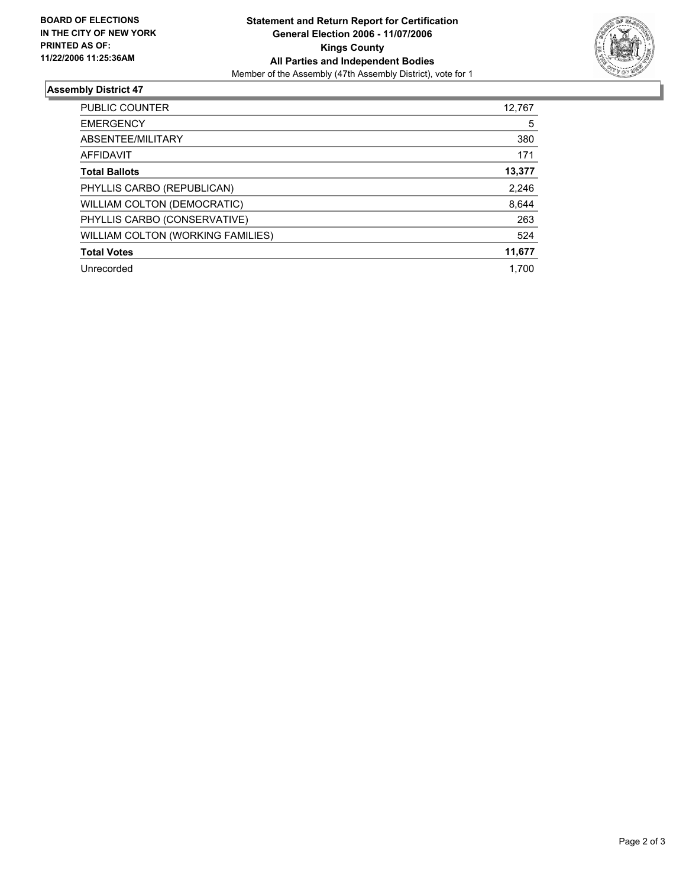**BOARD OF ELECTIONS IN THE CITY OF NEW YORK PRINTED AS OF: 11/22/2006 11:25:36AM**

**Statement and Return Report for Certification**
**General Election 2006 - 11/07/2006**
**Kings County**
**All Parties and Independent Bodies**
Member of the Assembly (47th Assembly District), vote for 1

## Assembly District 47

| | |
|---|---|
| PUBLIC COUNTER | 12,767 |
| EMERGENCY | 5 |
| ABSENTEE/MILITARY | 380 |
| AFFIDAVIT | 171 |
| **Total Ballots** | **13,377** |
| PHYLLIS CARBO (REPUBLICAN) | 2,246 |
| WILLIAM COLTON (DEMOCRATIC) | 8,644 |
| PHYLLIS CARBO (CONSERVATIVE) | 263 |
| WILLIAM COLTON (WORKING FAMILIES) | 524 |
| **Total Votes** | **11,677** |
| Unrecorded | 1,700 |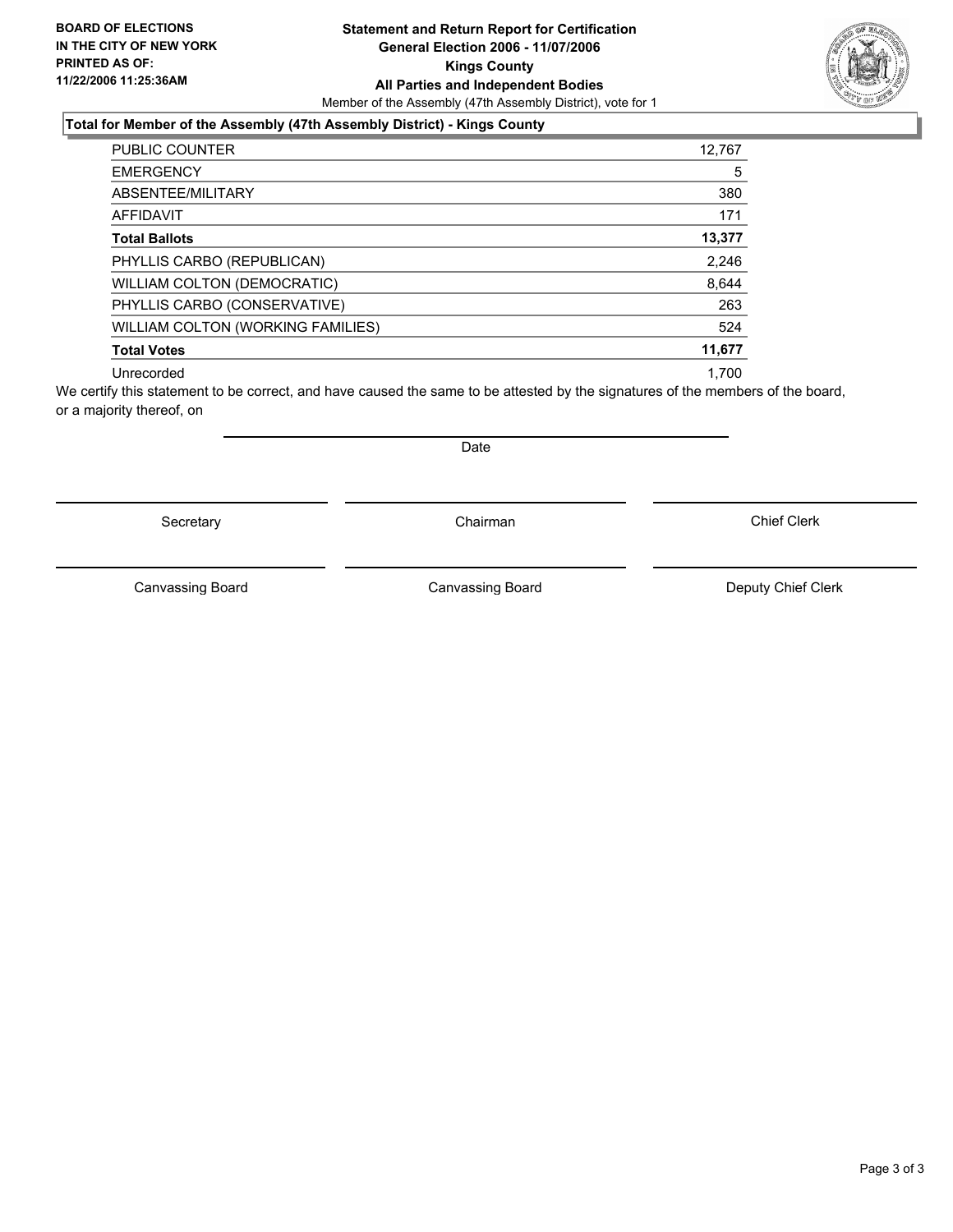**BOARD OF ELECTIONS IN THE CITY OF NEW YORK PRINTED AS OF: 11/22/2006 11:25:36AM**

**Statement and Return Report for Certification General Election 2006 - 11/07/2006 Kings County All Parties and Independent Bodies**

Member of the Assembly (47th Assembly District), vote for 1

**Total for Member of the Assembly (47th Assembly District) - Kings County**

| | |
|---|---|
| PUBLIC COUNTER | 12,767 |
| EMERGENCY | 5 |
| ABSENTEE/MILITARY | 380 |
| AFFIDAVIT | 171 |
| **Total Ballots** | **13,377** |
| PHYLLIS CARBO (REPUBLICAN) | 2,246 |
| WILLIAM COLTON (DEMOCRATIC) | 8,644 |
| PHYLLIS CARBO (CONSERVATIVE) | 263 |
| WILLIAM COLTON (WORKING FAMILIES) | 524 |
| **Total Votes** | **11,677** |
| Unrecorded | 1,700 |

We certify this statement to be correct, and have caused the same to be attested by the signatures of the members of the board, or a majority thereof, on

Date

Secretary | Chairman | Chief Clerk

Canvassing Board | Canvassing Board | Deputy Chief Clerk